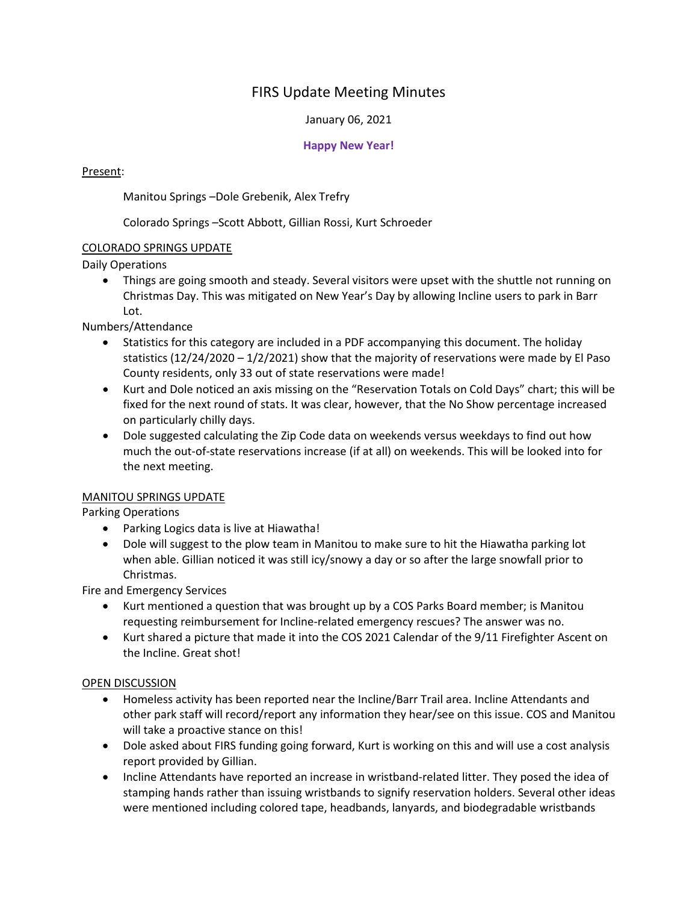# FIRS Update Meeting Minutes

January 06, 2021

**Happy New Year!**

Present:

Manitou Springs –Dole Grebenik, Alex Trefry

Colorado Springs –Scott Abbott, Gillian Rossi, Kurt Schroeder

## COLORADO SPRINGS UPDATE

Daily Operations

- Things are going smooth and steady. Several visitors were upset with the shuttle not running on Christmas Day. This was mitigated on New Year's Day by allowing Incline users to park in Barr Lot.

Numbers/Attendance

- Statistics for this category are included in a PDF accompanying this document. The holiday statistics (12/24/2020 – 1/2/2021) show that the majority of reservations were made by El Paso County residents, only 33 out of state reservations were made!
- Kurt and Dole noticed an axis missing on the "Reservation Totals on Cold Days" chart; this will be fixed for the next round of stats. It was clear, however, that the No Show percentage increased on particularly chilly days.
- Dole suggested calculating the Zip Code data on weekends versus weekdays to find out how much the out-of-state reservations increase (if at all) on weekends. This will be looked into for the next meeting.

## MANITOU SPRINGS UPDATE

Parking Operations

- Parking Logics data is live at Hiawatha!
- Dole will suggest to the plow team in Manitou to make sure to hit the Hiawatha parking lot when able. Gillian noticed it was still icy/snowy a day or so after the large snowfall prior to Christmas.

Fire and Emergency Services

- Kurt mentioned a question that was brought up by a COS Parks Board member; is Manitou requesting reimbursement for Incline-related emergency rescues? The answer was no.
- Kurt shared a picture that made it into the COS 2021 Calendar of the 9/11 Firefighter Ascent on the Incline. Great shot!

## OPEN DISCUSSION

- Homeless activity has been reported near the Incline/Barr Trail area. Incline Attendants and other park staff will record/report any information they hear/see on this issue. COS and Manitou will take a proactive stance on this!
- Dole asked about FIRS funding going forward, Kurt is working on this and will use a cost analysis report provided by Gillian.
- Incline Attendants have reported an increase in wristband-related litter. They posed the idea of stamping hands rather than issuing wristbands to signify reservation holders. Several other ideas were mentioned including colored tape, headbands, lanyards, and biodegradable wristbands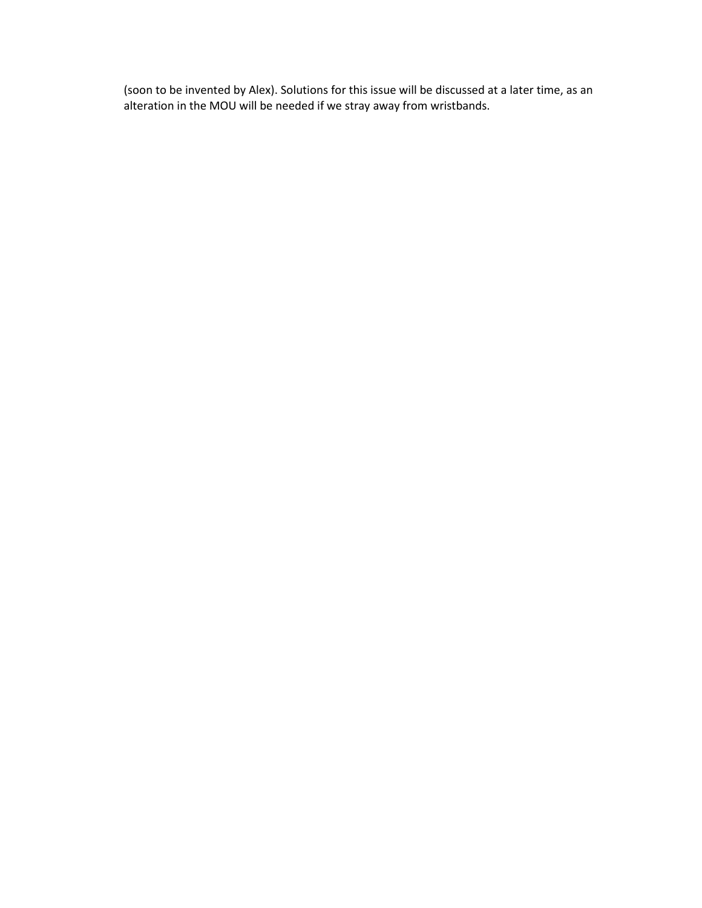(soon to be invented by Alex). Solutions for this issue will be discussed at a later time, as an alteration in the MOU will be needed if we stray away from wristbands.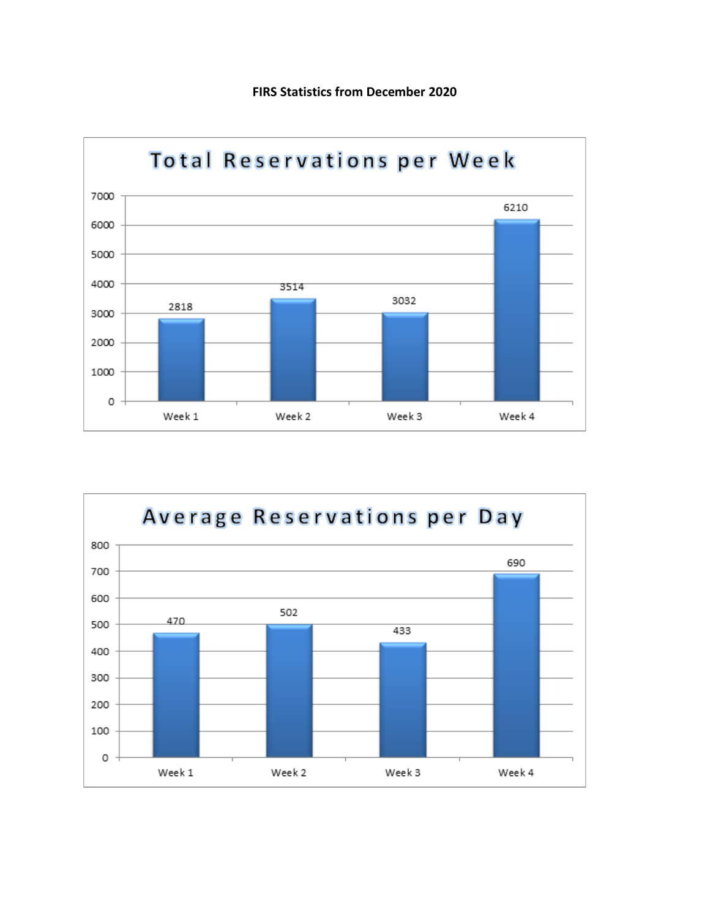**FIRS Statistics from December 2020**

**Total Reservations per Week**

| | Week 1 | Week 2 | Week 3 | Week 4 |
|---|---|---|---|---|
| Total Reservations | 2818 | 3514 | 3032 | 6210 |

**Average Reservations per Day**

| | Week 1 | Week 2 | Week 3 | Week 4 |
|---|---|---|---|---|
| Average Reservations | 470 | 502 | 433 | 690 |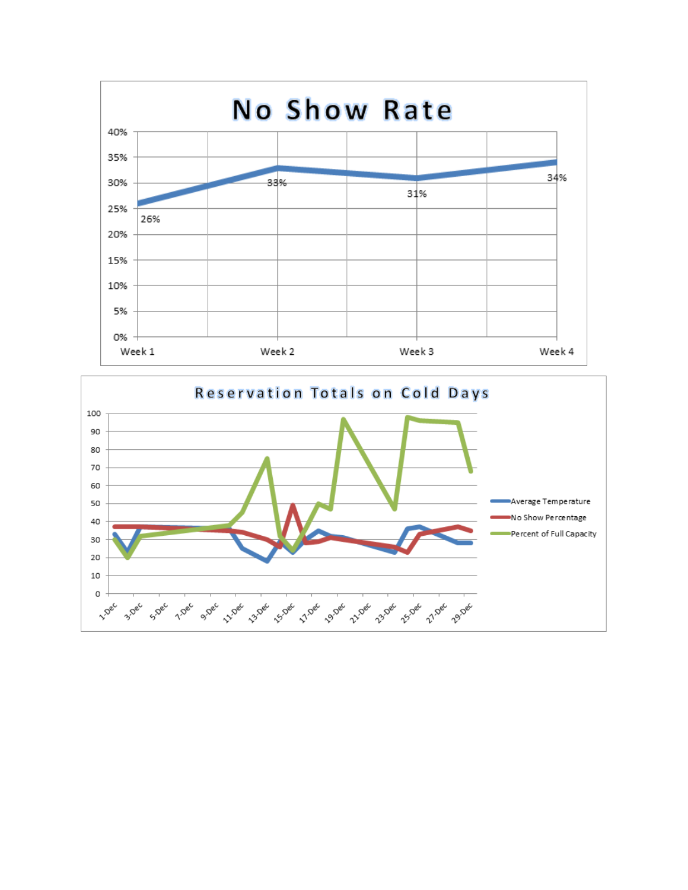## No Show Rate

| Week | No Show Rate |
| --- | --- |
| Week 1 | 26% |
| Week 2 | 33% |
| Week 3 | 31% |
| Week 4 | 34% |

## Reservation Totals on Cold Days

Legend: Average Temperature, No Show Percentage, Percent of Full Capacity

Y-axis: 0, 10, 20, 30, 40, 50, 60, 70, 80, 90, 100

X-axis: 1-Dec, 3-Dec, 5-Dec, 7-Dec, 9-Dec, 11-Dec, 13-Dec, 15-Dec, 17-Dec, 19-Dec, 21-Dec, 23-Dec, 25-Dec, 27-Dec, 29-Dec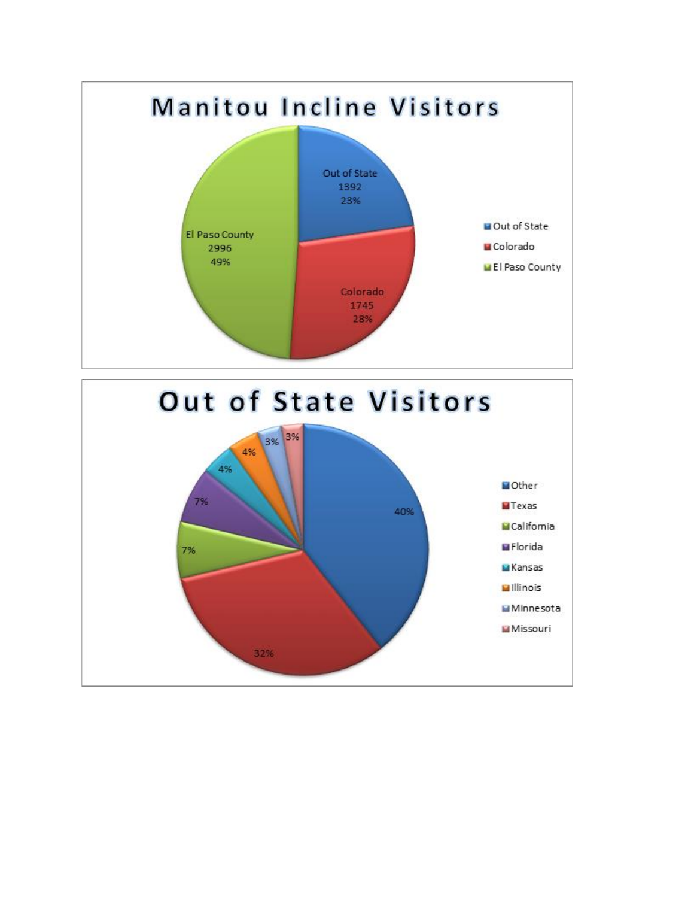# Manitou Incline Visitors

| Category | Visitors | Percent |
|---|---|---|
| Out of State | 1392 | 23% |
| Colorado | 1745 | 28% |
| El Paso County | 2996 | 49% |

# Out of State Visitors

| State | Percent |
|---|---|
| Other | 40% |
| Texas | 32% |
| California | 7% |
| Florida | 7% |
| Kansas | 4% |
| Illinois | 4% |
| Minnesota | 3% |
| Missouri | 3% |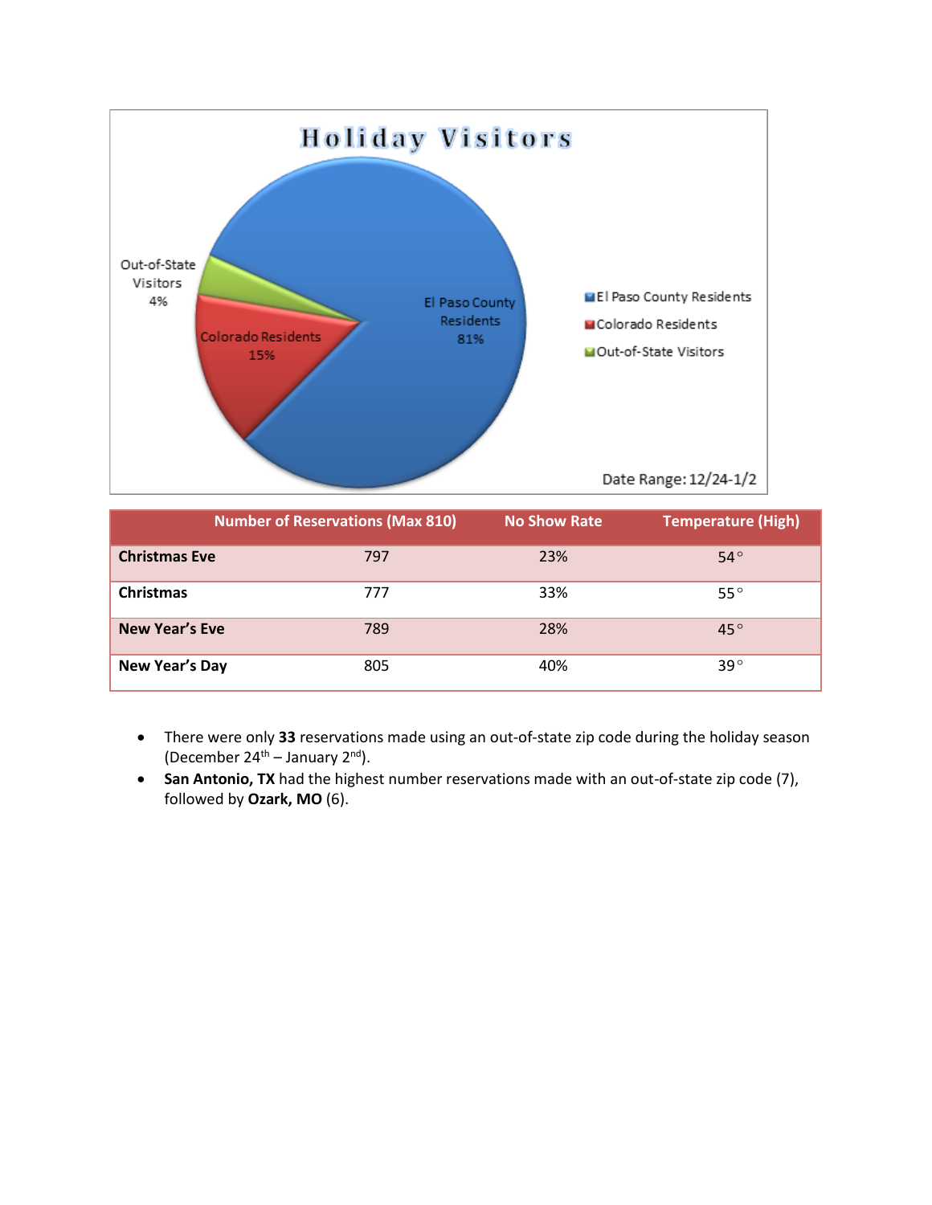Holiday Visitors

Out-of-State Visitors 4%

Colorado Residents 15%

El Paso County Residents 81%

El Paso County Residents
Colorado Residents
Out-of-State Visitors

Date Range: 12/24-1/2

| | Number of Reservations (Max 810) | No Show Rate | Temperature (High) |
|---|---|---|---|
| **Christmas Eve** | 797 | 23% | 54° |
| **Christmas** | 777 | 33% | 55° |
| **New Year's Eve** | 789 | 28% | 45° |
| **New Year's Day** | 805 | 40% | 39° |

- There were only **33** reservations made using an out-of-state zip code during the holiday season (December 24th – January 2nd).
- **San Antonio, TX** had the highest number reservations made with an out-of-state zip code (7), followed by **Ozark, MO** (6).